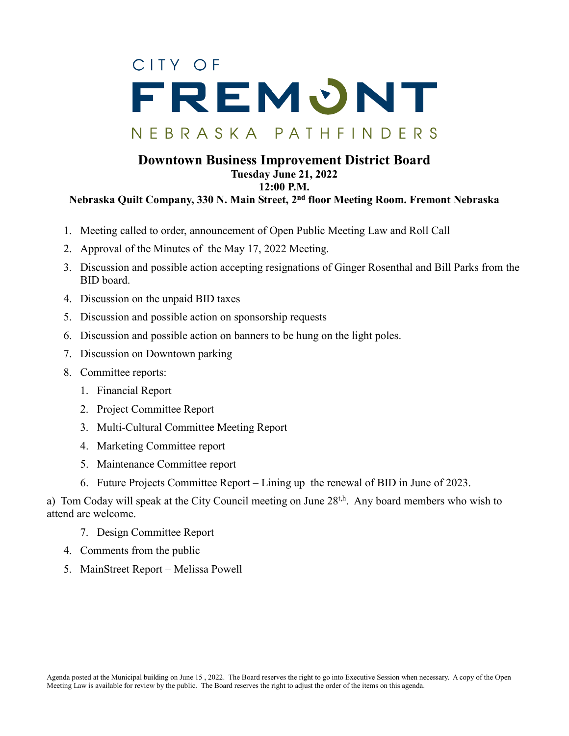CITY OF

# FREMONT

NEBRASKA PATHFINDERS

## Downtown Business Improvement District Board

**Tuesday June 21, 2022**
**12:00 P.M.**
**Nebraska Quilt Company, 330 N. Main Street, 2nd floor Meeting Room. Fremont Nebraska**

1. Meeting called to order, announcement of Open Public Meeting Law and Roll Call
2. Approval of the Minutes of the May 17, 2022 Meeting.
3. Discussion and possible action accepting resignations of Ginger Rosenthal and Bill Parks from the BID board.
4. Discussion on the unpaid BID taxes
5. Discussion and possible action on sponsorship requests
6. Discussion and possible action on banners to be hung on the light poles.
7. Discussion on Downtown parking
8. Committee reports:
   1. Financial Report
   2. Project Committee Report
   3. Multi-Cultural Committee Meeting Report
   4. Marketing Committee report
   5. Maintenance Committee report
   6. Future Projects Committee Report – Lining up the renewal of BID in June of 2023.

a) Tom Coday will speak at the City Council meeting on June 28t,h. Any board members who wish to attend are welcome.

   7. Design Committee Report

4. Comments from the public
5. MainStreet Report – Melissa Powell

Agenda posted at the Municipal building on June 15 , 2022. The Board reserves the right to go into Executive Session when necessary. A copy of the Open Meeting Law is available for review by the public. The Board reserves the right to adjust the order of the items on this agenda.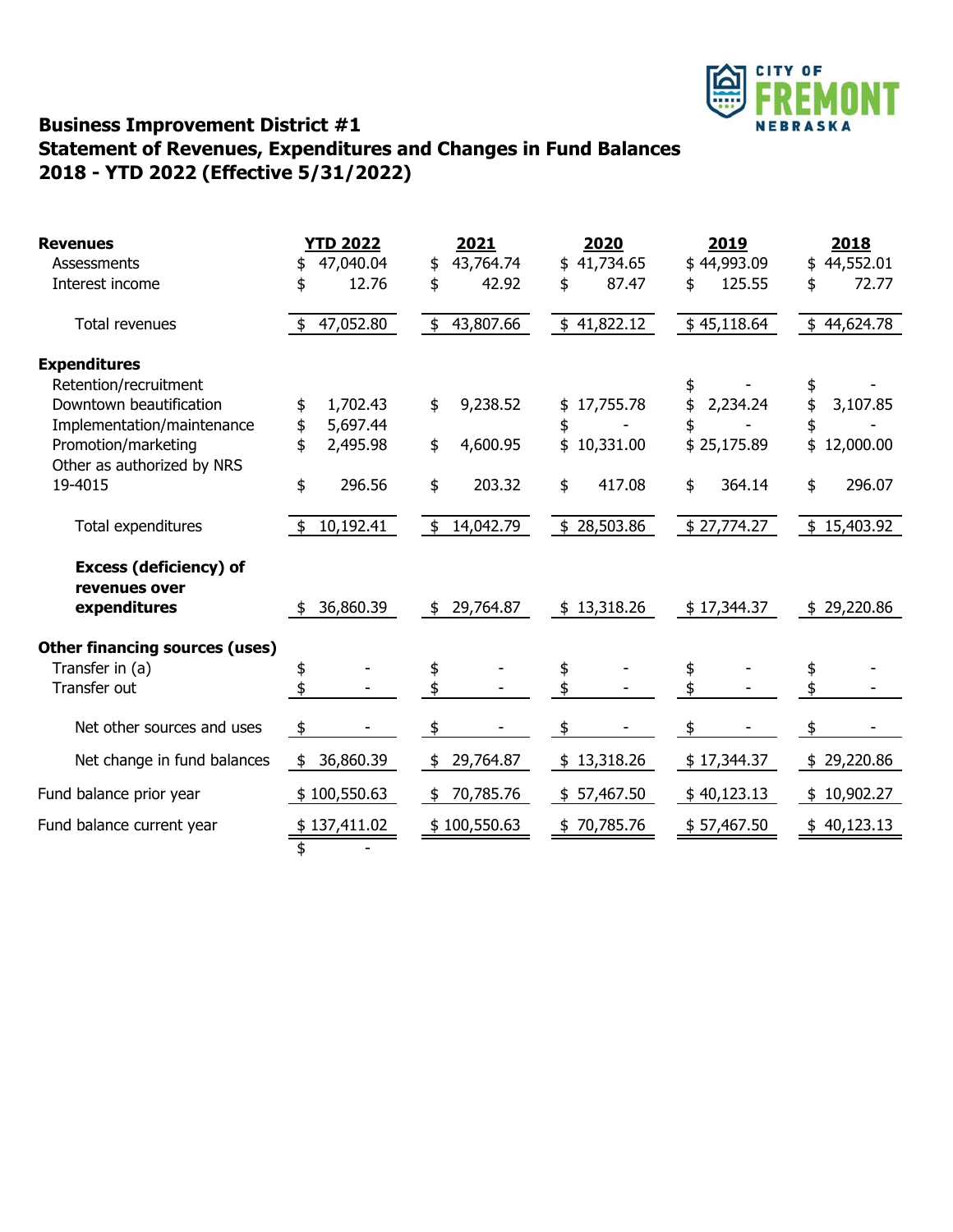## Business Improvement District #1
## Statement of Revenues, Expenditures and Changes in Fund Balances
## 2018 - YTD 2022 (Effective 5/31/2022)

| | YTD 2022 | 2021 | 2020 | 2019 | 2018 |
|---|---|---|---|---|---|
| **Revenues** | | | | | |
| Assessments | $ 47,040.04 | $ 43,764.74 | $ 41,734.65 | $ 44,993.09 | $ 44,552.01 |
| Interest income | $ 12.76 | $ 42.92 | $ 87.47 | $ 125.55 | $ 72.77 |
| Total revenues | $ 47,052.80 | $ 43,807.66 | $ 41,822.12 | $ 45,118.64 | $ 44,624.78 |
| **Expenditures** | | | | | |
| Retention/recruitment | | | | $ - | $ - |
| Downtown beautification | $ 1,702.43 | $ 9,238.52 | $ 17,755.78 | $ 2,234.24 | $ 3,107.85 |
| Implementation/maintenance | $ 5,697.44 | | $ - | $ - | $ - |
| Promotion/marketing | $ 2,495.98 | $ 4,600.95 | $ 10,331.00 | $ 25,175.89 | $ 12,000.00 |
| Other as authorized by NRS 19-4015 | $ 296.56 | $ 203.32 | $ 417.08 | $ 364.14 | $ 296.07 |
| Total expenditures | $ 10,192.41 | $ 14,042.79 | $ 28,503.86 | $ 27,774.27 | $ 15,403.92 |
| **Excess (deficiency) of revenues over expenditures** | $ 36,860.39 | $ 29,764.87 | $ 13,318.26 | $ 17,344.37 | $ 29,220.86 |
| **Other financing sources (uses)** | | | | | |
| Transfer in (a) | $ - | $ - | $ - | $ - | $ - |
| Transfer out | $ - | $ - | $ - | $ - | $ - |
| Net other sources and uses | $ - | $ - | $ - | $ - | $ - |
| Net change in fund balances | $ 36,860.39 | $ 29,764.87 | $ 13,318.26 | $ 17,344.37 | $ 29,220.86 |
| Fund balance prior year | $ 100,550.63 | $ 70,785.76 | $ 57,467.50 | $ 40,123.13 | $ 10,902.27 |
| Fund balance current year | $ 137,411.02 | $ 100,550.63 | $ 70,785.76 | $ 57,467.50 | $ 40,123.13 |
| | $ - | | | | |